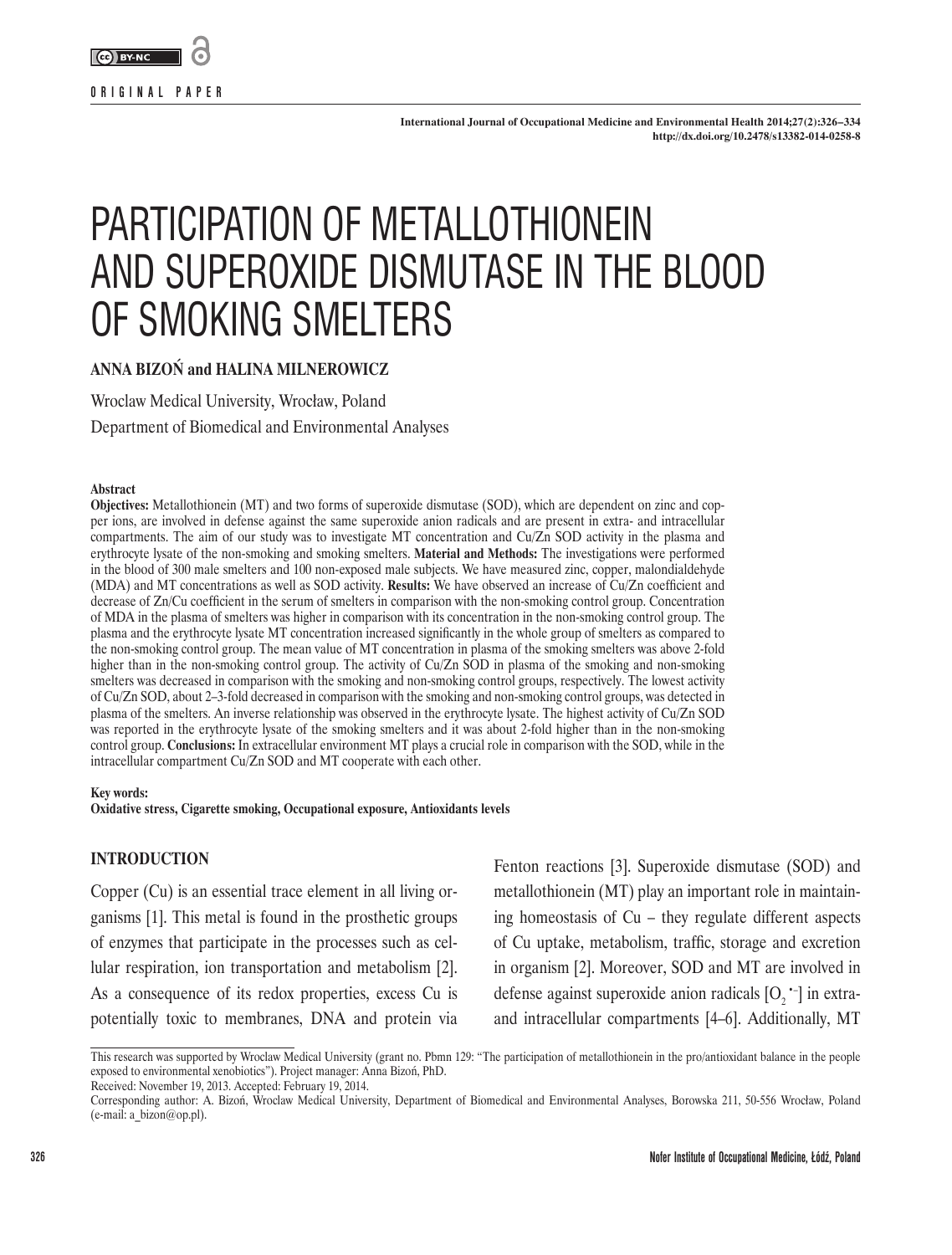ORIGINAL PAPER

# PARTICIPATION OF METALLOTHIONEIN AND SUPEROXIDE DISMUTASE IN THE BLOOD OF SMOKING SMELTERS

**ANNA BIZOŃ and HALINA MILNEROWICZ**

Wroclaw Medical University, Wrocław, Poland
Department of Biomedical and Environmental Analyses

**Abstract**

**Objectives:** Metallothionein (MT) and two forms of superoxide dismutase (SOD), which are dependent on zinc and copper ions, are involved in defense against the same superoxide anion radicals and are present in extra- and intracellular compartments. The aim of our study was to investigate MT concentration and Cu/Zn SOD activity in the plasma and erythrocyte lysate of the non-smoking and smoking smelters. **Material and Methods:** The investigations were performed in the blood of 300 male smelters and 100 non-exposed male subjects. We have measured zinc, copper, malondialdehyde (MDA) and MT concentrations as well as SOD activity. **Results:** We have observed an increase of Cu/Zn coefficient and decrease of Zn/Cu coefficient in the serum of smelters in comparison with the non-smoking control group. Concentration of MDA in the plasma of smelters was higher in comparison with its concentration in the non-smoking control group. The plasma and the erythrocyte lysate MT concentration increased significantly in the whole group of smelters as compared to the non-smoking control group. The mean value of MT concentration in plasma of the smoking smelters was above 2-fold higher than in the non-smoking control group. The activity of Cu/Zn SOD in plasma of the smoking and non-smoking smelters was decreased in comparison with the smoking and non-smoking control groups, respectively. The lowest activity of Cu/Zn SOD, about 2–3-fold decreased in comparison with the smoking and non-smoking control groups, was detected in plasma of the smelters. An inverse relationship was observed in the erythrocyte lysate. The highest activity of Cu/Zn SOD was reported in the erythrocyte lysate of the smoking smelters and it was about 2-fold higher than in the non-smoking control group. **Conclusions:** In extracellular environment MT plays a crucial role in comparison with the SOD, while in the intracellular compartment Cu/Zn SOD and MT cooperate with each other.

**Key words:**
**Oxidative stress, Cigarette smoking, Occupational exposure, Antioxidants levels**

## INTRODUCTION

Copper (Cu) is an essential trace element in all living organisms [1]. This metal is found in the prosthetic groups of enzymes that participate in the processes such as cellular respiration, ion transportation and metabolism [2]. As a consequence of its redox properties, excess Cu is potentially toxic to membranes, DNA and protein via Fenton reactions [3]. Superoxide dismutase (SOD) and metallothionein (MT) play an important role in maintaining homeostasis of Cu – they regulate different aspects of Cu uptake, metabolism, traffic, storage and excretion in organism [2]. Moreover, SOD and MT are involved in defense against superoxide anion radicals [$O_2^{\bullet-}$] in extra- and intracellular compartments [4–6]. Additionally, MT

This research was supported by Wroclaw Medical University (grant no. Pbmn 129: "The participation of metallothionein in the pro/antioxidant balance in the people exposed to environmental xenobiotics"). Project manager: Anna Bizoń, PhD.
Received: November 19, 2013. Accepted: February 19, 2014.
Corresponding author: A. Bizoń, Wroclaw Medical University, Department of Biomedical and Environmental Analyses, Borowska 211, 50-556 Wrocław, Poland (e-mail: a_bizon@op.pl).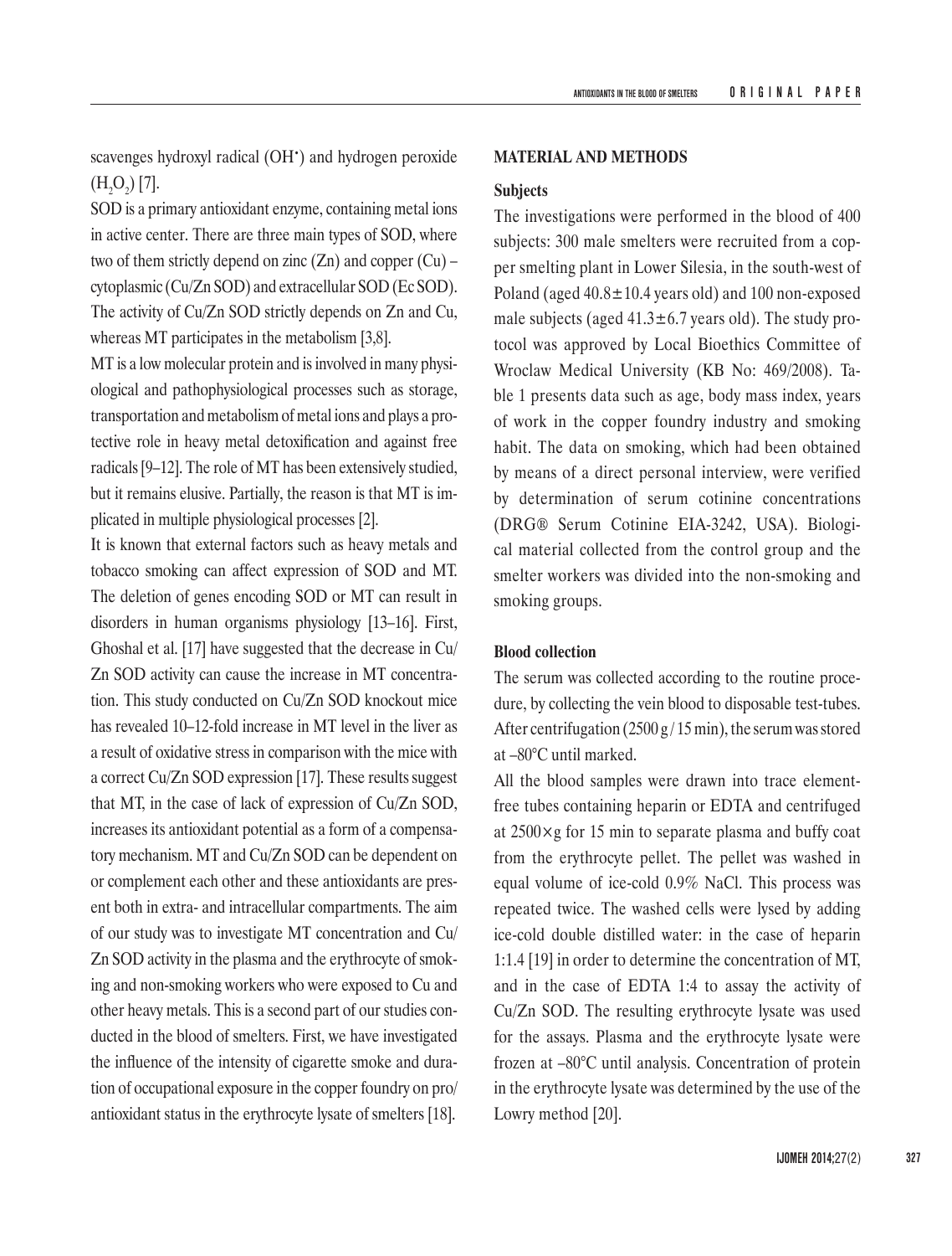scavenges hydroxyl radical ($OH^•$) and hydrogen peroxide ($H_2O_2$) [7].

SOD is a primary antioxidant enzyme, containing metal ions in active center. There are three main types of SOD, where two of them strictly depend on zinc (Zn) and copper (Cu) – cytoplasmic (Cu/Zn SOD) and extracellular SOD (Ec SOD). The activity of Cu/Zn SOD strictly depends on Zn and Cu, whereas MT participates in the metabolism [3,8].

MT is a low molecular protein and is involved in many physiological and pathophysiological processes such as storage, transportation and metabolism of metal ions and plays a protective role in heavy metal detoxification and against free radicals [9–12]. The role of MT has been extensively studied, but it remains elusive. Partially, the reason is that MT is implicated in multiple physiological processes [2].

It is known that external factors such as heavy metals and tobacco smoking can affect expression of SOD and MT. The deletion of genes encoding SOD or MT can result in disorders in human organisms physiology [13–16]. First, Ghoshal et al. [17] have suggested that the decrease in Cu/Zn SOD activity can cause the increase in MT concentration. This study conducted on Cu/Zn SOD knockout mice has revealed 10–12-fold increase in MT level in the liver as a result of oxidative stress in comparison with the mice with a correct Cu/Zn SOD expression [17]. These results suggest that MT, in the case of lack of expression of Cu/Zn SOD, increases its antioxidant potential as a form of a compensatory mechanism. MT and Cu/Zn SOD can be dependent on or complement each other and these antioxidants are present both in extra- and intracellular compartments. The aim of our study was to investigate MT concentration and Cu/Zn SOD activity in the plasma and the erythrocyte of smoking and non-smoking workers who were exposed to Cu and other heavy metals. This is a second part of our studies conducted in the blood of smelters. First, we have investigated the influence of the intensity of cigarette smoke and duration of occupational exposure in the copper foundry on pro/antioxidant status in the erythrocyte lysate of smelters [18].

## MATERIAL AND METHODS

### Subjects

The investigations were performed in the blood of 400 subjects: 300 male smelters were recruited from a copper smelting plant in Lower Silesia, in the south-west of Poland (aged $40.8 \pm 10.4$ years old) and 100 non-exposed male subjects (aged $41.3 \pm 6.7$ years old). The study protocol was approved by Local Bioethics Committee of Wroclaw Medical University (KB No: 469/2008). Table 1 presents data such as age, body mass index, years of work in the copper foundry industry and smoking habit. The data on smoking, which had been obtained by means of a direct personal interview, were verified by determination of serum cotinine concentrations (DRG® Serum Cotinine EIA-3242, USA). Biological material collected from the control group and the smelter workers was divided into the non-smoking and smoking groups.

### Blood collection

The serum was collected according to the routine procedure, by collecting the vein blood to disposable test-tubes. After centrifugation (2500 g / 15 min), the serum was stored at –80°C until marked.

All the blood samples were drawn into trace element-free tubes containing heparin or EDTA and centrifuged at $2500 \times g$ for 15 min to separate plasma and buffy coat from the erythrocyte pellet. The pellet was washed in equal volume of ice-cold 0.9% NaCl. This process was repeated twice. The washed cells were lysed by adding ice-cold double distilled water: in the case of heparin 1:1.4 [19] in order to determine the concentration of MT, and in the case of EDTA 1:4 to assay the activity of Cu/Zn SOD. The resulting erythrocyte lysate was used for the assays. Plasma and the erythrocyte lysate were frozen at –80°C until analysis. Concentration of protein in the erythrocyte lysate was determined by the use of the Lowry method [20].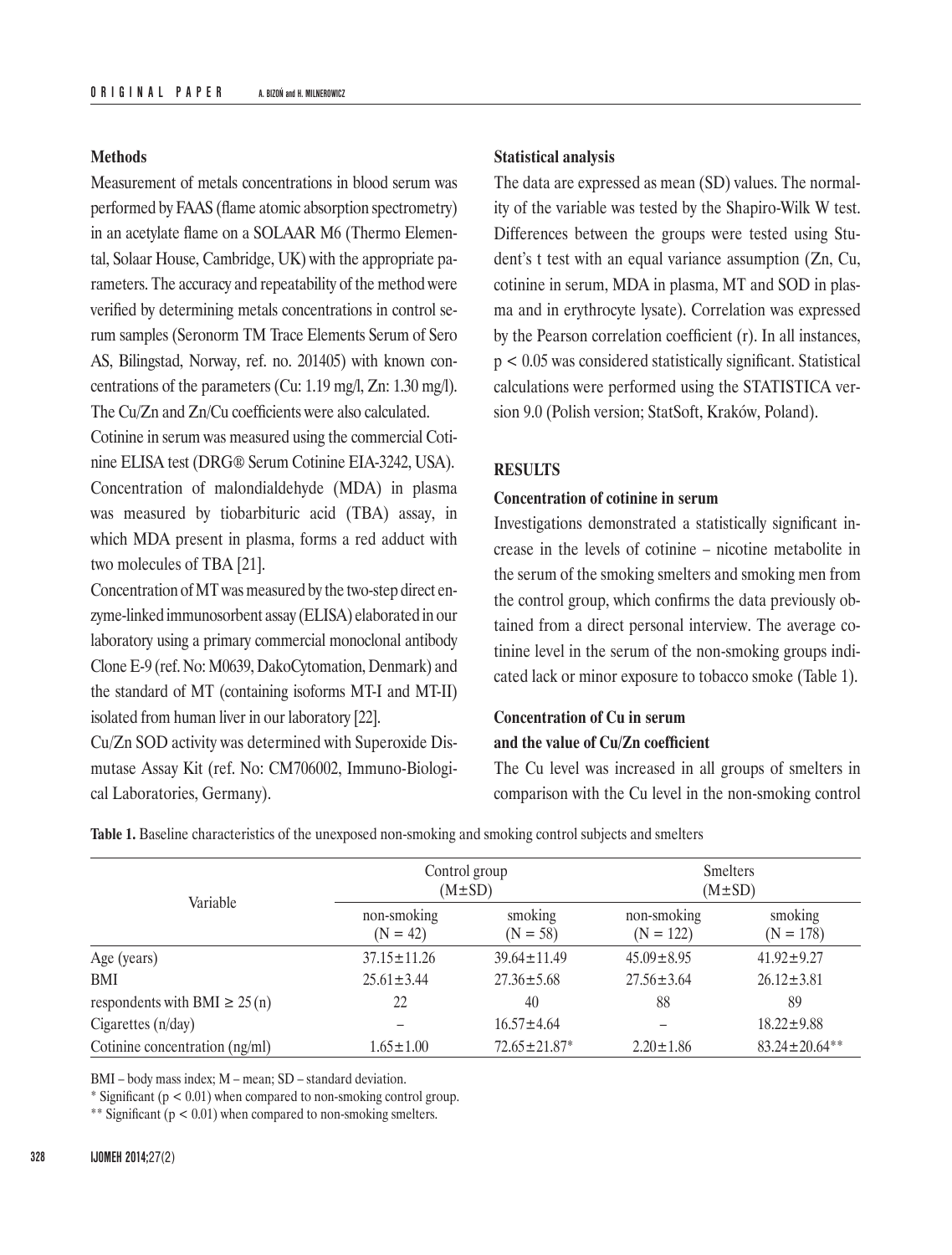**Methods**

Measurement of metals concentrations in blood serum was performed by FAAS (flame atomic absorption spectrometry) in an acetylate flame on a SOLAAR M6 (Thermo Elemental, Solaar House, Cambridge, UK) with the appropriate parameters. The accuracy and repeatability of the method were verified by determining metals concentrations in control serum samples (Seronorm TM Trace Elements Serum of Sero AS, Bilingstad, Norway, ref. no. 201405) with known concentrations of the parameters (Cu: 1.19 mg/l, Zn: 1.30 mg/l). The Cu/Zn and Zn/Cu coefficients were also calculated.

Cotinine in serum was measured using the commercial Cotinine ELISA test (DRG® Serum Cotinine EIA-3242, USA).

Concentration of malondialdehyde (MDA) in plasma was measured by tiobarbituric acid (TBA) assay, in which MDA present in plasma, forms a red adduct with two molecules of TBA [21].

Concentration of MT was measured by the two-step direct enzyme-linked immunosorbent assay (ELISA) elaborated in our laboratory using a primary commercial monoclonal antibody Clone E-9 (ref. No: M0639, DakoCytomation, Denmark) and the standard of MT (containing isoforms MT-I and MT-II) isolated from human liver in our laboratory [22].

Cu/Zn SOD activity was determined with Superoxide Dismutase Assay Kit (ref. No: CM706002, Immuno-Biological Laboratories, Germany).

**Statistical analysis**

The data are expressed as mean (SD) values. The normality of the variable was tested by the Shapiro-Wilk W test. Differences between the groups were tested using Student's t test with an equal variance assumption (Zn, Cu, cotinine in serum, MDA in plasma, MT and SOD in plasma and in erythrocyte lysate). Correlation was expressed by the Pearson correlation coefficient (r). In all instances, $p < 0.05$ was considered statistically significant. Statistical calculations were performed using the STATISTICA version 9.0 (Polish version; StatSoft, Kraków, Poland).

## RESULTS

**Concentration of cotinine in serum**

Investigations demonstrated a statistically significant increase in the levels of cotinine – nicotine metabolite in the serum of the smoking smelters and smoking men from the control group, which confirms the data previously obtained from a direct personal interview. The average cotinine level in the serum of the non-smoking groups indicated lack or minor exposure to tobacco smoke (Table 1).

**Concentration of Cu in serum and the value of Cu/Zn coefficient**

The Cu level was increased in all groups of smelters in comparison with the Cu level in the non-smoking control

**Table 1.** Baseline characteristics of the unexposed non-smoking and smoking control subjects and smelters

| Variable | Control group (M±SD) | | Smelters (M±SD) | |
|---|---|---|---|---|
| | non-smoking (N = 42) | smoking (N = 58) | non-smoking (N = 122) | smoking (N = 178) |
| Age (years) | 37.15±11.26 | 39.64±11.49 | 45.09±8.95 | 41.92±9.27 |
| BMI | 25.61±3.44 | 27.36±5.68 | 27.56±3.64 | 26.12±3.81 |
| respondents with BMI ≥ 25 (n) | 22 | 40 | 88 | 89 |
| Cigarettes (n/day) | – | 16.57±4.64 | – | 18.22±9.88 |
| Cotinine concentration (ng/ml) | 1.65±1.00 | 72.65±21.87* | 2.20±1.86 | 83.24±20.64** |

BMI – body mass index; M – mean; SD – standard deviation.

\* Significant ($p < 0.01$) when compared to non-smoking control group.

\*\* Significant ($p < 0.01$) when compared to non-smoking smelters.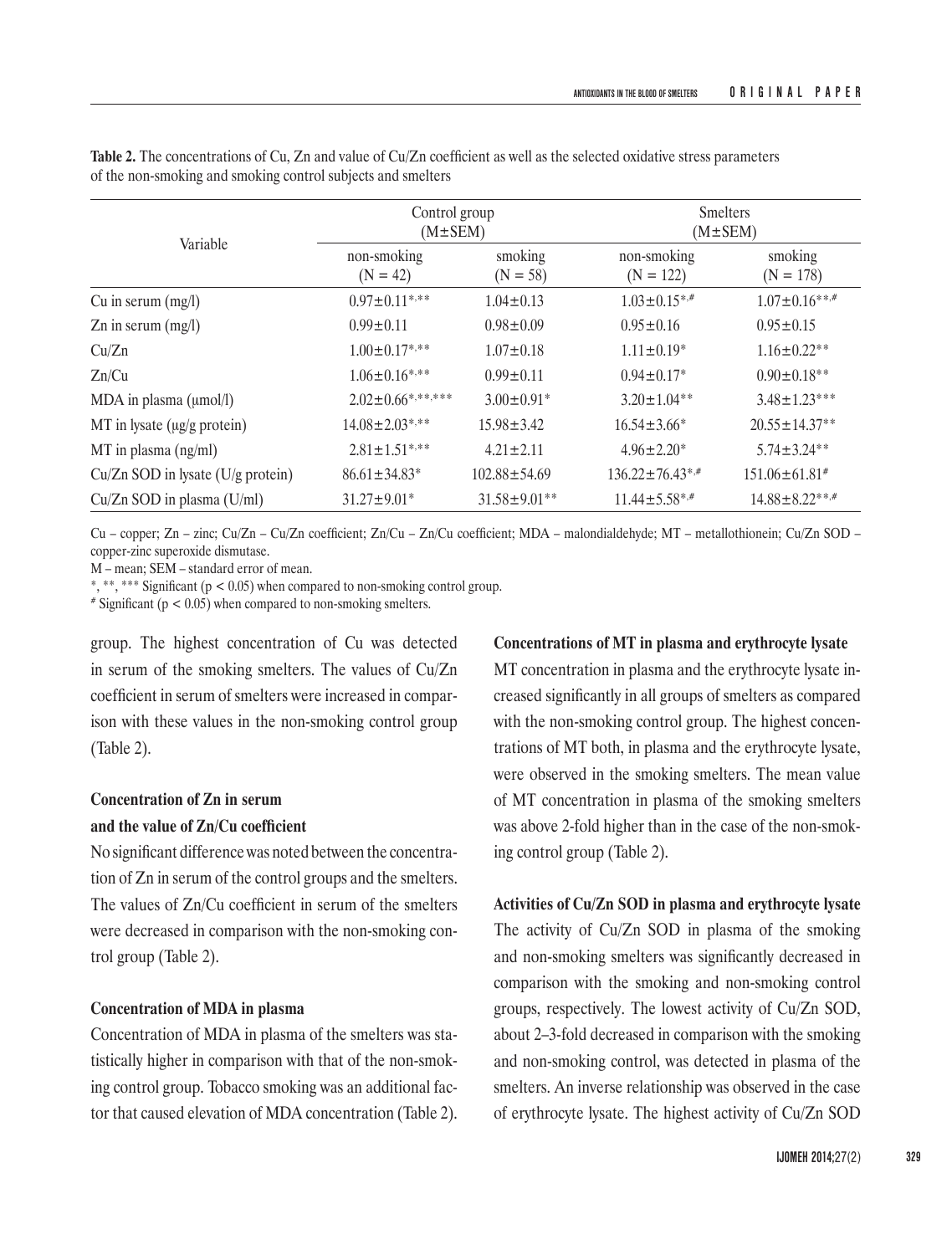**Table 2.** The concentrations of Cu, Zn and value of Cu/Zn coefficient as well as the selected oxidative stress parameters of the non-smoking and smoking control subjects and smelters

| Variable | Control group (M±SEM) | | Smelters (M±SEM) | |
|---|---|---|---|---|
| | non-smoking (N = 42) | smoking (N = 58) | non-smoking (N = 122) | smoking (N = 178) |
| Cu in serum (mg/l) | 0.97±0.11*,** | 1.04±0.13 | 1.03±0.15*,# | 1.07±0.16**,# |
| Zn in serum (mg/l) | 0.99±0.11 | 0.98±0.09 | 0.95±0.16 | 0.95±0.15 |
| Cu/Zn | 1.00±0.17*,** | 1.07±0.18 | 1.11±0.19* | 1.16±0.22** |
| Zn/Cu | 1.06±0.16*,** | 0.99±0.11 | 0.94±0.17* | 0.90±0.18** |
| MDA in plasma (μmol/l) | 2.02±0.66*,**,*** | 3.00±0.91* | 3.20±1.04** | 3.48±1.23*** |
| MT in lysate (μg/g protein) | 14.08±2.03*,** | 15.98±3.42 | 16.54±3.66* | 20.55±14.37** |
| MT in plasma (ng/ml) | 2.81±1.51*,** | 4.21±2.11 | 4.96±2.20* | 5.74±3.24** |
| Cu/Zn SOD in lysate (U/g protein) | 86.61±34.83* | 102.88±54.69 | 136.22±76.43*,# | 151.06±61.81# |
| Cu/Zn SOD in plasma (U/ml) | 31.27±9.01* | 31.58±9.01** | 11.44±5.58*,# | 14.88±8.22**,# |

Cu – copper; Zn – zinc; Cu/Zn – Cu/Zn coefficient; Zn/Cu – Zn/Cu coefficient; MDA – malondialdehyde; MT – metallothionein; Cu/Zn SOD – copper-zinc superoxide dismutase.
M – mean; SEM – standard error of mean.
*, **, *** Significant ($p < 0.05$) when compared to non-smoking control group.
# Significant ($p < 0.05$) when compared to non-smoking smelters.

group. The highest concentration of Cu was detected in serum of the smoking smelters. The values of Cu/Zn coefficient in serum of smelters were increased in comparison with these values in the non-smoking control group (Table 2).

### Concentration of Zn in serum and the value of Zn/Cu coefficient

No significant difference was noted between the concentration of Zn in serum of the control groups and the smelters. The values of Zn/Cu coefficient in serum of the smelters were decreased in comparison with the non-smoking control group (Table 2).

### Concentration of MDA in plasma

Concentration of MDA in plasma of the smelters was statistically higher in comparison with that of the non-smoking control group. Tobacco smoking was an additional factor that caused elevation of MDA concentration (Table 2).

### Concentrations of MT in plasma and erythrocyte lysate

MT concentration in plasma and the erythrocyte lysate increased significantly in all groups of smelters as compared with the non-smoking control group. The highest concentrations of MT both, in plasma and the erythrocyte lysate, were observed in the smoking smelters. The mean value of MT concentration in plasma of the smoking smelters was above 2-fold higher than in the case of the non-smoking control group (Table 2).

### Activities of Cu/Zn SOD in plasma and erythrocyte lysate

The activity of Cu/Zn SOD in plasma of the smoking and non-smoking smelters was significantly decreased in comparison with the smoking and non-smoking control groups, respectively. The lowest activity of Cu/Zn SOD, about 2–3-fold decreased in comparison with the smoking and non-smoking control, was detected in plasma of the smelters. An inverse relationship was observed in the case of erythrocyte lysate. The highest activity of Cu/Zn SOD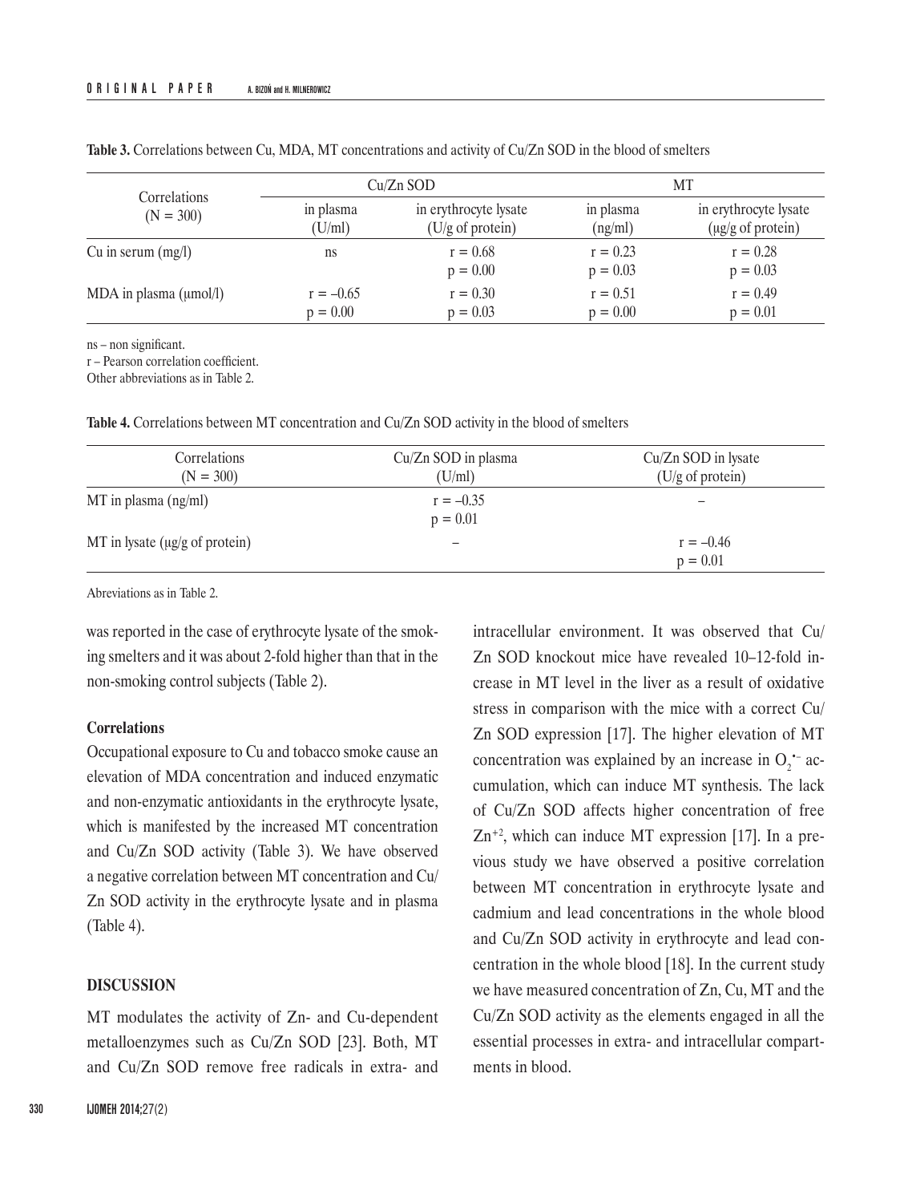**Table 3.** Correlations between Cu, MDA, MT concentrations and activity of Cu/Zn SOD in the blood of smelters

| Correlations (N = 300) | Cu/Zn SOD | | MT | |
|---|---|---|---|---|
| | in plasma (U/ml) | in erythrocyte lysate (U/g of protein) | in plasma (ng/ml) | in erythrocyte lysate (μg/g of protein) |
| Cu in serum (mg/l) | ns | $r = 0.68$ $p = 0.00$ | $r = 0.23$ $p = 0.03$ | $r = 0.28$ $p = 0.03$ |
| MDA in plasma (μmol/l) | $r = -0.65$ $p = 0.00$ | $r = 0.30$ $p = 0.03$ | $r = 0.51$ $p = 0.00$ | $r = 0.49$ $p = 0.01$ |

ns – non significant.
r – Pearson correlation coefficient.
Other abbreviations as in Table 2.

**Table 4.** Correlations between MT concentration and Cu/Zn SOD activity in the blood of smelters

| Correlations (N = 300) | Cu/Zn SOD in plasma (U/ml) | Cu/Zn SOD in lysate (U/g of protein) |
|---|---|---|
| MT in plasma (ng/ml) | $r = -0.35$ $p = 0.01$ | – |
| MT in lysate (μg/g of protein) | – | $r = -0.46$ $p = 0.01$ |

Abreviations as in Table 2.

was reported in the case of erythrocyte lysate of the smoking smelters and it was about 2-fold higher than that in the non-smoking control subjects (Table 2).

**Correlations**

Occupational exposure to Cu and tobacco smoke cause an elevation of MDA concentration and induced enzymatic and non-enzymatic antioxidants in the erythrocyte lysate, which is manifested by the increased MT concentration and Cu/Zn SOD activity (Table 3). We have observed a negative correlation between MT concentration and Cu/Zn SOD activity in the erythrocyte lysate and in plasma (Table 4).

## DISCUSSION

MT modulates the activity of Zn- and Cu-dependent metalloenzymes such as Cu/Zn SOD [23]. Both, MT and Cu/Zn SOD remove free radicals in extra- and intracellular environment. It was observed that Cu/Zn SOD knockout mice have revealed 10–12-fold increase in MT level in the liver as a result of oxidative stress in comparison with the mice with a correct Cu/Zn SOD expression [17]. The higher elevation of MT concentration was explained by an increase in $O_2^{\bullet-}$ accumulation, which can induce MT synthesis. The lack of Cu/Zn SOD affects higher concentration of free $Zn^{+2}$, which can induce MT expression [17]. In a previous study we have observed a positive correlation between MT concentration in erythrocyte lysate and cadmium and lead concentrations in the whole blood and Cu/Zn SOD activity in erythrocyte and lead concentration in the whole blood [18]. In the current study we have measured concentration of Zn, Cu, MT and the Cu/Zn SOD activity as the elements engaged in all the essential processes in extra- and intracellular compartments in blood.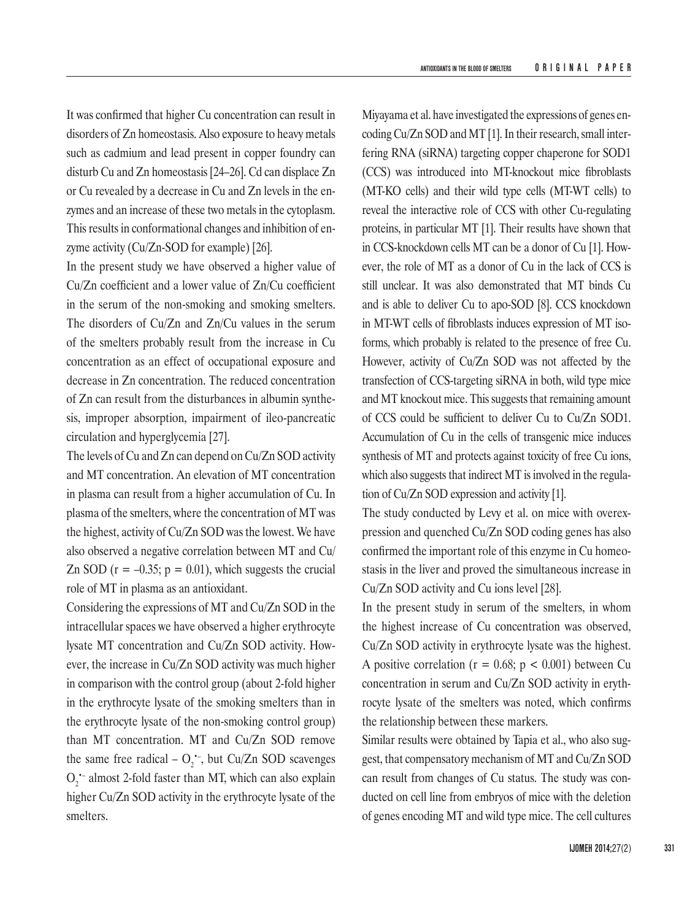It was confirmed that higher Cu concentration can result in disorders of Zn homeostasis. Also exposure to heavy metals such as cadmium and lead present in copper foundry can disturb Cu and Zn homeostasis [24–26]. Cd can displace Zn or Cu revealed by a decrease in Cu and Zn levels in the enzymes and an increase of these two metals in the cytoplasm. This results in conformational changes and inhibition of enzyme activity (Cu/Zn-SOD for example) [26].

In the present study we have observed a higher value of Cu/Zn coefficient and a lower value of Zn/Cu coefficient in the serum of the non-smoking and smoking smelters. The disorders of Cu/Zn and Zn/Cu values in the serum of the smelters probably result from the increase in Cu concentration as an effect of occupational exposure and decrease in Zn concentration. The reduced concentration of Zn can result from the disturbances in albumin synthesis, improper absorption, impairment of ileo-pancreatic circulation and hyperglycemia [27].

The levels of Cu and Zn can depend on Cu/Zn SOD activity and MT concentration. An elevation of MT concentration in plasma can result from a higher accumulation of Cu. In plasma of the smelters, where the concentration of MT was the highest, activity of Cu/Zn SOD was the lowest. We have also observed a negative correlation between MT and Cu/Zn SOD ($r = -0.35$; $p = 0.01$), which suggests the crucial role of MT in plasma as an antioxidant.

Considering the expressions of MT and Cu/Zn SOD in the intracellular spaces we have observed a higher erythrocyte lysate MT concentration and Cu/Zn SOD activity. However, the increase in Cu/Zn SOD activity was much higher in comparison with the control group (about 2-fold higher in the erythrocyte lysate of the smoking smelters than in the erythrocyte lysate of the non-smoking control group) than MT concentration. MT and Cu/Zn SOD remove the same free radical – $O_2^{\bullet-}$, but Cu/Zn SOD scavenges $O_2^{\bullet-}$ almost 2-fold faster than MT, which can also explain higher Cu/Zn SOD activity in the erythrocyte lysate of the smelters.

Miyayama et al. have investigated the expressions of genes encoding Cu/Zn SOD and MT [1]. In their research, small interfering RNA (siRNA) targeting copper chaperone for SOD1 (CCS) was introduced into MT-knockout mice fibroblasts (MT-KO cells) and their wild type cells (MT-WT cells) to reveal the interactive role of CCS with other Cu-regulating proteins, in particular MT [1]. Their results have shown that in CCS-knockdown cells MT can be a donor of Cu [1]. However, the role of MT as a donor of Cu in the lack of CCS is still unclear. It was also demonstrated that MT binds Cu and is able to deliver Cu to apo-SOD [8]. CCS knockdown in MT-WT cells of fibroblasts induces expression of MT isoforms, which probably is related to the presence of free Cu. However, activity of Cu/Zn SOD was not affected by the transfection of CCS-targeting siRNA in both, wild type mice and MT knockout mice. This suggests that remaining amount of CCS could be sufficient to deliver Cu to Cu/Zn SOD1. Accumulation of Cu in the cells of transgenic mice induces synthesis of MT and protects against toxicity of free Cu ions, which also suggests that indirect MT is involved in the regulation of Cu/Zn SOD expression and activity [1].

The study conducted by Levy et al. on mice with overexpression and quenched Cu/Zn SOD coding genes has also confirmed the important role of this enzyme in Cu homeostasis in the liver and proved the simultaneous increase in Cu/Zn SOD activity and Cu ions level [28].

In the present study in serum of the smelters, in whom the highest increase of Cu concentration was observed, Cu/Zn SOD activity in erythrocyte lysate was the highest. A positive correlation ($r = 0.68$; $p < 0.001$) between Cu concentration in serum and Cu/Zn SOD activity in erythrocyte lysate of the smelters was noted, which confirms the relationship between these markers.

Similar results were obtained by Tapia et al., who also suggest, that compensatory mechanism of MT and Cu/Zn SOD can result from changes of Cu status. The study was conducted on cell line from embryos of mice with the deletion of genes encoding MT and wild type mice. The cell cultures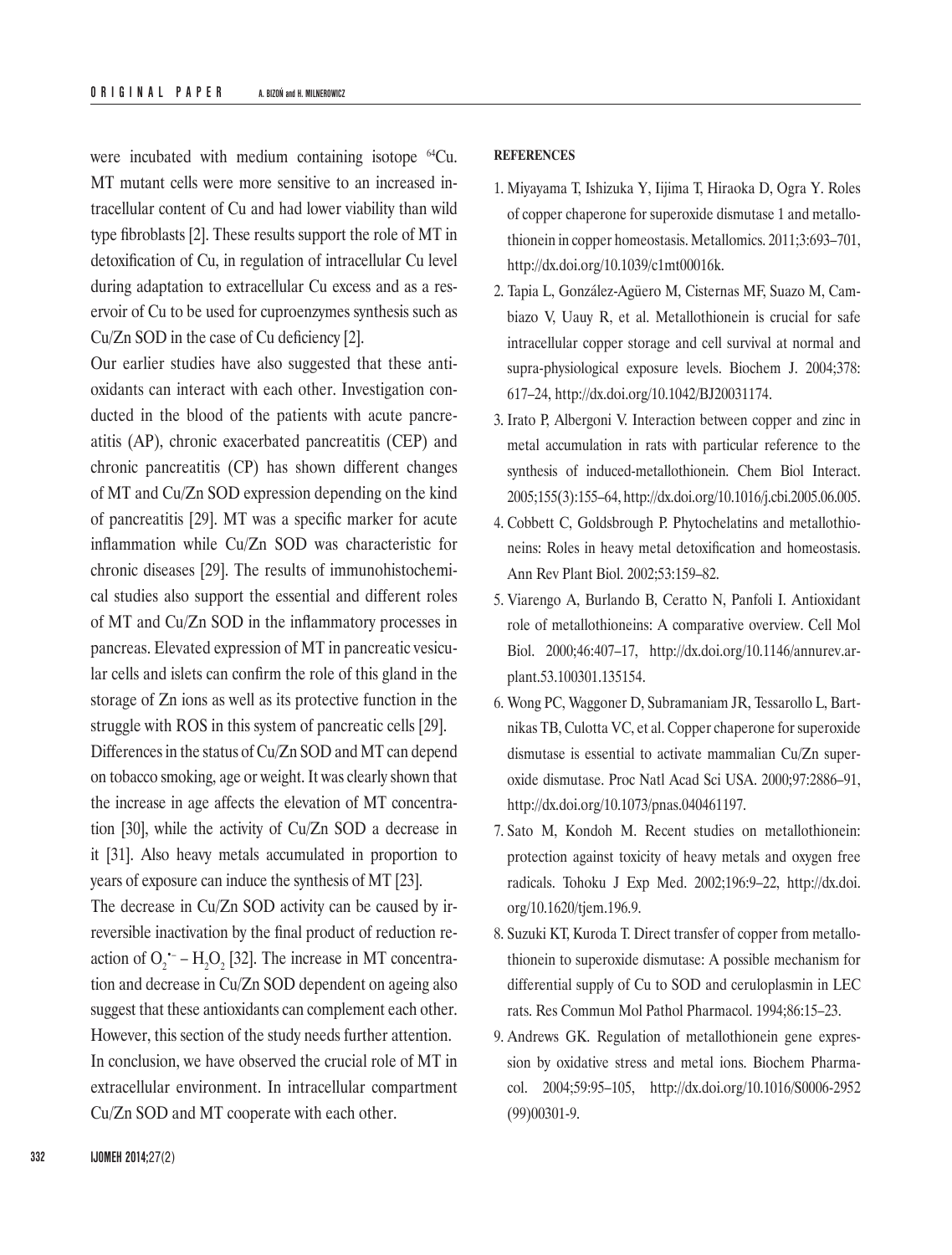were incubated with medium containing isotope $^{64}$Cu. MT mutant cells were more sensitive to an increased intracellular content of Cu and had lower viability than wild type fibroblasts [2]. These results support the role of MT in detoxification of Cu, in regulation of intracellular Cu level during adaptation to extracellular Cu excess and as a reservoir of Cu to be used for cuproenzymes synthesis such as Cu/Zn SOD in the case of Cu deficiency [2].

Our earlier studies have also suggested that these antioxidants can interact with each other. Investigation conducted in the blood of the patients with acute pancreatitis (AP), chronic exacerbated pancreatitis (CEP) and chronic pancreatitis (CP) has shown different changes of MT and Cu/Zn SOD expression depending on the kind of pancreatitis [29]. MT was a specific marker for acute inflammation while Cu/Zn SOD was characteristic for chronic diseases [29]. The results of immunohistochemical studies also support the essential and different roles of MT and Cu/Zn SOD in the inflammatory processes in pancreas. Elevated expression of MT in pancreatic vesicular cells and islets can confirm the role of this gland in the storage of Zn ions as well as its protective function in the struggle with ROS in this system of pancreatic cells [29].

Differences in the status of Cu/Zn SOD and MT can depend on tobacco smoking, age or weight. It was clearly shown that the increase in age affects the elevation of MT concentration [30], while the activity of Cu/Zn SOD a decrease in it [31]. Also heavy metals accumulated in proportion to years of exposure can induce the synthesis of MT [23].

The decrease in Cu/Zn SOD activity can be caused by irreversible inactivation by the final product of reduction reaction of $O_2^{\bullet-}$ – $H_2O_2$ [32]. The increase in MT concentration and decrease in Cu/Zn SOD dependent on ageing also suggest that these antioxidants can complement each other. However, this section of the study needs further attention.

In conclusion, we have observed the crucial role of MT in extracellular environment. In intracellular compartment Cu/Zn SOD and MT cooperate with each other.

**REFERENCES**

1. Miyayama T, Ishizuka Y, Iijima T, Hiraoka D, Ogra Y. Roles of copper chaperone for superoxide dismutase 1 and metallothionein in copper homeostasis. Metallomics. 2011;3:693–701, http://dx.doi.org/10.1039/c1mt00016k.
2. Tapia L, González-Agüero M, Cisternas MF, Suazo M, Cambiazo V, Uauy R, et al. Metallothionein is crucial for safe intracellular copper storage and cell survival at normal and supra-physiological exposure levels. Biochem J. 2004;378: 617–24, http://dx.doi.org/10.1042/BJ20031174.
3. Irato P, Albergoni V. Interaction between copper and zinc in metal accumulation in rats with particular reference to the synthesis of induced-metallothionein. Chem Biol Interact. 2005;155(3):155–64, http://dx.doi.org/10.1016/j.cbi.2005.06.005.
4. Cobbett C, Goldsbrough P. Phytochelatins and metallothioneins: Roles in heavy metal detoxification and homeostasis. Ann Rev Plant Biol. 2002;53:159–82.
5. Viarengo A, Burlando B, Ceratto N, Panfoli I. Antioxidant role of metallothioneins: A comparative overview. Cell Mol Biol. 2000;46:407–17, http://dx.doi.org/10.1146/annurev.arplant.53.100301.135154.
6. Wong PC, Waggoner D, Subramaniam JR, Tessarollo L, Bartnikas TB, Culotta VC, et al. Copper chaperone for superoxide dismutase is essential to activate mammalian Cu/Zn superoxide dismutase. Proc Natl Acad Sci USA. 2000;97:2886–91, http://dx.doi.org/10.1073/pnas.040461197.
7. Sato M, Kondoh M. Recent studies on metallothionein: protection against toxicity of heavy metals and oxygen free radicals. Tohoku J Exp Med. 2002;196:9–22, http://dx.doi.org/10.1620/tjem.196.9.
8. Suzuki KT, Kuroda T. Direct transfer of copper from metallothionein to superoxide dismutase: A possible mechanism for differential supply of Cu to SOD and ceruloplasmin in LEC rats. Res Commun Mol Pathol Pharmacol. 1994;86:15–23.
9. Andrews GK. Regulation of metallothionein gene expression by oxidative stress and metal ions. Biochem Pharmacol. 2004;59:95–105, http://dx.doi.org/10.1016/S0006-2952(99)00301-9.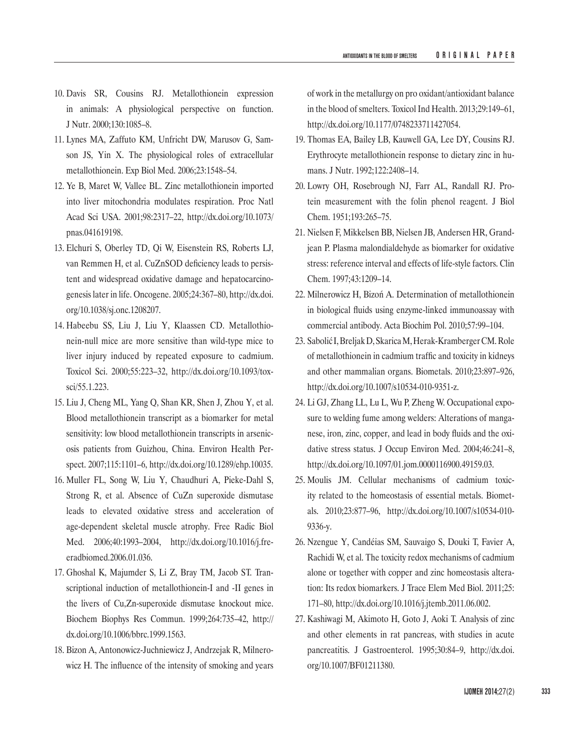10. Davis SR, Cousins RJ. Metallothionein expression in animals: A physiological perspective on function. J Nutr. 2000;130:1085–8.
11. Lynes MA, Zaffuto KM, Unfricht DW, Marusov G, Samson JS, Yin X. The physiological roles of extracellular metallothionein. Exp Biol Med. 2006;23:1548–54.
12. Ye B, Maret W, Vallee BL. Zinc metallothionein imported into liver mitochondria modulates respiration. Proc Natl Acad Sci USA. 2001;98:2317–22, http://dx.doi.org/10.1073/pnas.041619198.
13. Elchuri S, Oberley TD, Qi W, Eisenstein RS, Roberts LJ, van Remmen H, et al. CuZnSOD deficiency leads to persistent and widespread oxidative damage and hepatocarcinogenesis later in life. Oncogene. 2005;24:367–80, http://dx.doi.org/10.1038/sj.onc.1208207.
14. Habeebu SS, Liu J, Liu Y, Klaassen CD. Metallothionein-null mice are more sensitive than wild-type mice to liver injury induced by repeated exposure to cadmium. Toxicol Sci. 2000;55:223–32, http://dx.doi.org/10.1093/toxsci/55.1.223.
15. Liu J, Cheng ML, Yang Q, Shan KR, Shen J, Zhou Y, et al. Blood metallothionein transcript as a biomarker for metal sensitivity: low blood metallothionein transcripts in arsenicosis patients from Guizhou, China. Environ Health Perspect. 2007;115:1101–6, http://dx.doi.org/10.1289/ehp.10035.
16. Muller FL, Song W, Liu Y, Chaudhuri A, Pieke-Dahl S, Strong R, et al. Absence of CuZn superoxide dismutase leads to elevated oxidative stress and acceleration of age-dependent skeletal muscle atrophy. Free Radic Biol Med. 2006;40:1993–2004, http://dx.doi.org/10.1016/j.freeradbiomed.2006.01.036.
17. Ghoshal K, Majumder S, Li Z, Bray TM, Jacob ST. Transcriptional induction of metallothionein-I and -II genes in the livers of Cu,Zn-superoxide dismutase knockout mice. Biochem Biophys Res Commun. 1999;264:735–42, http://dx.doi.org/10.1006/bbrc.1999.1563.
18. Bizon A, Antonowicz-Juchniewicz J, Andrzejak R, Milnerowicz H. The influence of the intensity of smoking and years of work in the metallurgy on pro oxidant/antioxidant balance in the blood of smelters. Toxicol Ind Health. 2013;29:149–61, http://dx.doi.org/10.1177/0748233711427054.
19. Thomas EA, Bailey LB, Kauwell GA, Lee DY, Cousins RJ. Erythrocyte metallothionein response to dietary zinc in humans. J Nutr. 1992;122:2408–14.
20. Lowry OH, Rosebrough NJ, Farr AL, Randall RJ. Protein measurement with the folin phenol reagent. J Biol Chem. 1951;193:265–75.
21. Nielsen F, Mikkelsen BB, Nielsen JB, Andersen HR, Grandjean P. Plasma malondialdehyde as biomarker for oxidative stress: reference interval and effects of life-style factors. Clin Chem. 1997;43:1209–14.
22. Milnerowicz H, Bizoń A. Determination of metallothionein in biological fluids using enzyme-linked immunoassay with commercial antibody. Acta Biochim Pol. 2010;57:99–104.
23. Sabolić I, Breljak D, Skarica M, Herak-Kramberger CM. Role of metallothionein in cadmium traffic and toxicity in kidneys and other mammalian organs. Biometals. 2010;23:897–926, http://dx.doi.org/10.1007/s10534-010-9351-z.
24. Li GJ, Zhang LL, Lu L, Wu P, Zheng W. Occupational exposure to welding fume among welders: Alterations of manganese, iron, zinc, copper, and lead in body fluids and the oxidative stress status. J Occup Environ Med. 2004;46:241–8, http://dx.doi.org/10.1097/01.jom.0000116900.49159.03.
25. Moulis JM. Cellular mechanisms of cadmium toxicity related to the homeostasis of essential metals. Biometals. 2010;23:877–96, http://dx.doi.org/10.1007/s10534-010-9336-y.
26. Nzengue Y, Candéias SM, Sauvaigo S, Douki T, Favier A, Rachidi W, et al. The toxicity redox mechanisms of cadmium alone or together with copper and zinc homeostasis alteration: Its redox biomarkers. J Trace Elem Med Biol. 2011;25:171–80, http://dx.doi.org/10.1016/j.jtemb.2011.06.002.
27. Kashiwagi M, Akimoto H, Goto J, Aoki T. Analysis of zinc and other elements in rat pancreas, with studies in acute pancreatitis. J Gastroenterol. 1995;30:84–9, http://dx.doi.org/10.1007/BF01211380.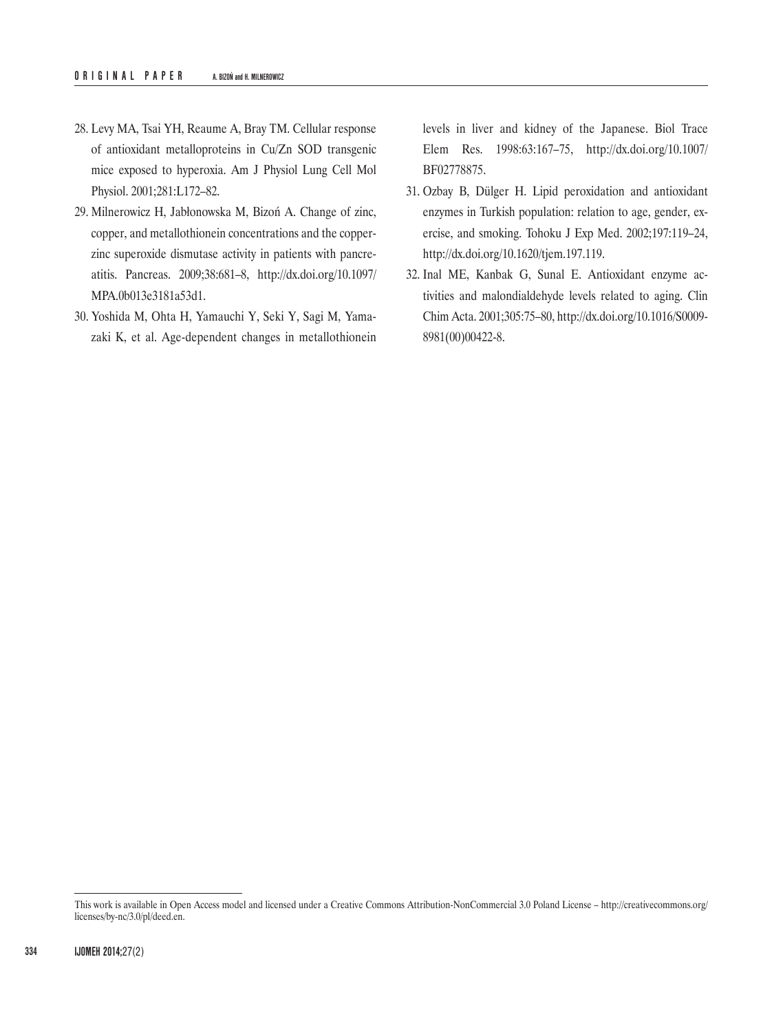28. Levy MA, Tsai YH, Reaume A, Bray TM. Cellular response of antioxidant metalloproteins in Cu/Zn SOD transgenic mice exposed to hyperoxia. Am J Physiol Lung Cell Mol Physiol. 2001;281:L172–82.
29. Milnerowicz H, Jabłonowska M, Bizoń A. Change of zinc, copper, and metallothionein concentrations and the copper-zinc superoxide dismutase activity in patients with pancreatitis. Pancreas. 2009;38:681–8, http://dx.doi.org/10.1097/MPA.0b013e3181a53d1.
30. Yoshida M, Ohta H, Yamauchi Y, Seki Y, Sagi M, Yamazaki K, et al. Age-dependent changes in metallothionein levels in liver and kidney of the Japanese. Biol Trace Elem Res. 1998:63:167–75, http://dx.doi.org/10.1007/BF02778875.
31. Ozbay B, Dülger H. Lipid peroxidation and antioxidant enzymes in Turkish population: relation to age, gender, exercise, and smoking. Tohoku J Exp Med. 2002;197:119–24, http://dx.doi.org/10.1620/tjem.197.119.
32. Inal ME, Kanbak G, Sunal E. Antioxidant enzyme activities and malondialdehyde levels related to aging. Clin Chim Acta. 2001;305:75–80, http://dx.doi.org/10.1016/S0009-8981(00)00422-8.

This work is available in Open Access model and licensed under a Creative Commons Attribution-NonCommercial 3.0 Poland License – http://creativecommons.org/licenses/by-nc/3.0/pl/deed.en.